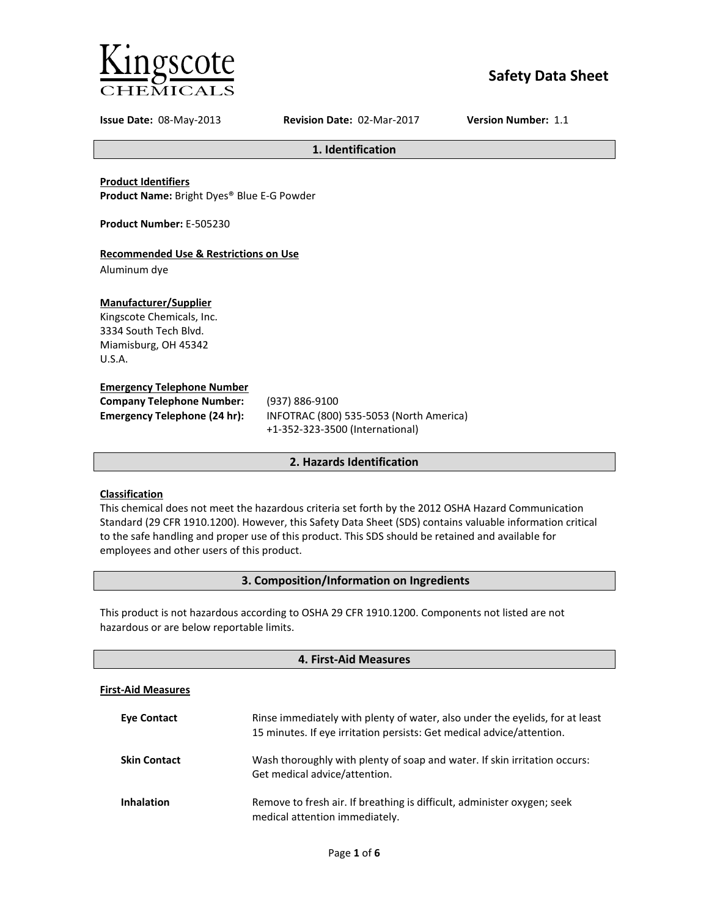Kingscote CHEMICALS

# Safety Data Sheet

**Issue Date:** 08-May-2013 **Revision Date:** 02-Mar-2017 **Version Number:** 1.1

## 1. Identification

**Product Identifiers**
**Product Name:** Bright Dyes® Blue E-G Powder

**Product Number:** E-505230

**Recommended Use & Restrictions on Use**
Aluminum dye

**Manufacturer/Supplier**
Kingscote Chemicals, Inc.
3334 South Tech Blvd.
Miamisburg, OH 45342
U.S.A.

**Emergency Telephone Number**

| | |
|---|---|
| **Company Telephone Number:** | (937) 886-9100 |
| **Emergency Telephone (24 hr):** | INFOTRAC (800) 535-5053 (North America)<br>+1-352-323-3500 (International) |

## 2. Hazards Identification

**Classification**
This chemical does not meet the hazardous criteria set forth by the 2012 OSHA Hazard Communication Standard (29 CFR 1910.1200). However, this Safety Data Sheet (SDS) contains valuable information critical to the safe handling and proper use of this product. This SDS should be retained and available for employees and other users of this product.

## 3. Composition/Information on Ingredients

This product is not hazardous according to OSHA 29 CFR 1910.1200. Components not listed are not hazardous or are below reportable limits.

## 4. First-Aid Measures

**First-Aid Measures**

| | |
|---|---|
| **Eye Contact** | Rinse immediately with plenty of water, also under the eyelids, for at least 15 minutes. If eye irritation persists: Get medical advice/attention. |
| **Skin Contact** | Wash thoroughly with plenty of soap and water. If skin irritation occurs: Get medical advice/attention. |
| **Inhalation** | Remove to fresh air. If breathing is difficult, administer oxygen; seek medical attention immediately. |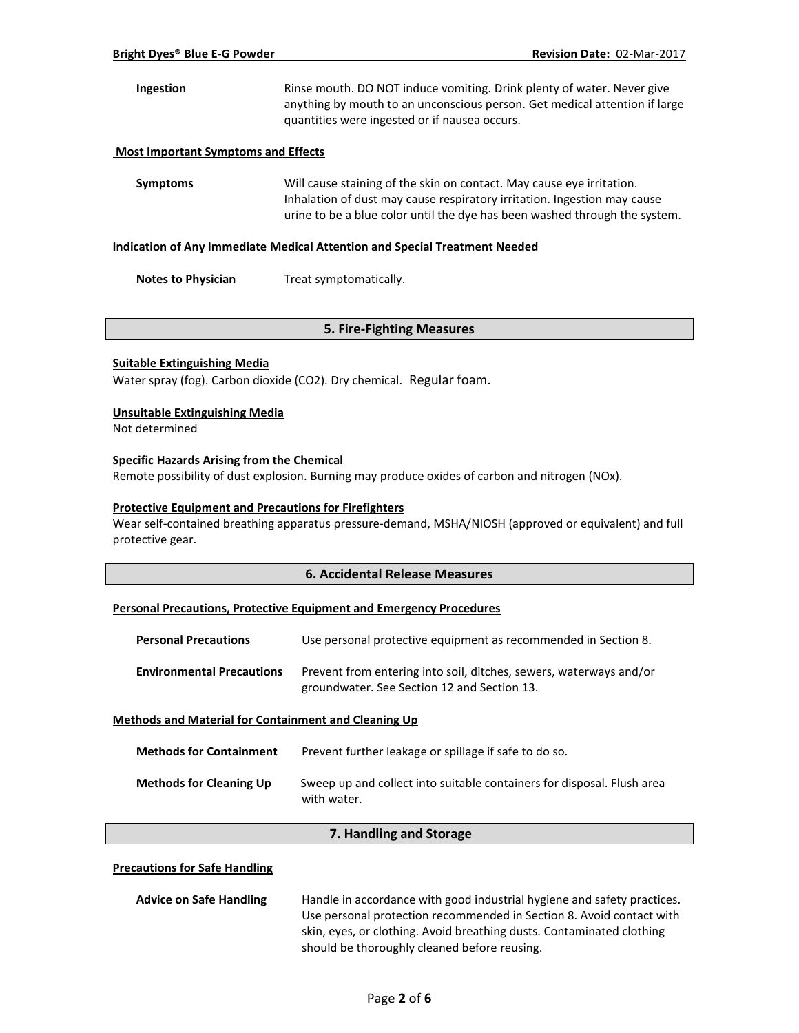**Ingestion** Rinse mouth. DO NOT induce vomiting. Drink plenty of water. Never give anything by mouth to an unconscious person. Get medical attention if large quantities were ingested or if nausea occurs.

**Most Important Symptoms and Effects**

**Symptoms** Will cause staining of the skin on contact. May cause eye irritation. Inhalation of dust may cause respiratory irritation. Ingestion may cause urine to be a blue color until the dye has been washed through the system.

**Indication of Any Immediate Medical Attention and Special Treatment Needed**

**Notes to Physician** Treat symptomatically.

## 5. Fire-Fighting Measures

**Suitable Extinguishing Media**

Water spray (fog). Carbon dioxide ($CO_2$). Dry chemical. Regular foam.

**Unsuitable Extinguishing Media**

Not determined

**Specific Hazards Arising from the Chemical**

Remote possibility of dust explosion. Burning may produce oxides of carbon and nitrogen (NOx).

**Protective Equipment and Precautions for Firefighters**

Wear self-contained breathing apparatus pressure-demand, MSHA/NIOSH (approved or equivalent) and full protective gear.

## 6. Accidental Release Measures

**Personal Precautions, Protective Equipment and Emergency Procedures**

**Personal Precautions** Use personal protective equipment as recommended in Section 8.

**Environmental Precautions** Prevent from entering into soil, ditches, sewers, waterways and/or groundwater. See Section 12 and Section 13.

**Methods and Material for Containment and Cleaning Up**

**Methods for Containment** Prevent further leakage or spillage if safe to do so.

**Methods for Cleaning Up** Sweep up and collect into suitable containers for disposal. Flush area with water.

## 7. Handling and Storage

**Precautions for Safe Handling**

**Advice on Safe Handling** Handle in accordance with good industrial hygiene and safety practices. Use personal protection recommended in Section 8. Avoid contact with skin, eyes, or clothing. Avoid breathing dusts. Contaminated clothing should be thoroughly cleaned before reusing.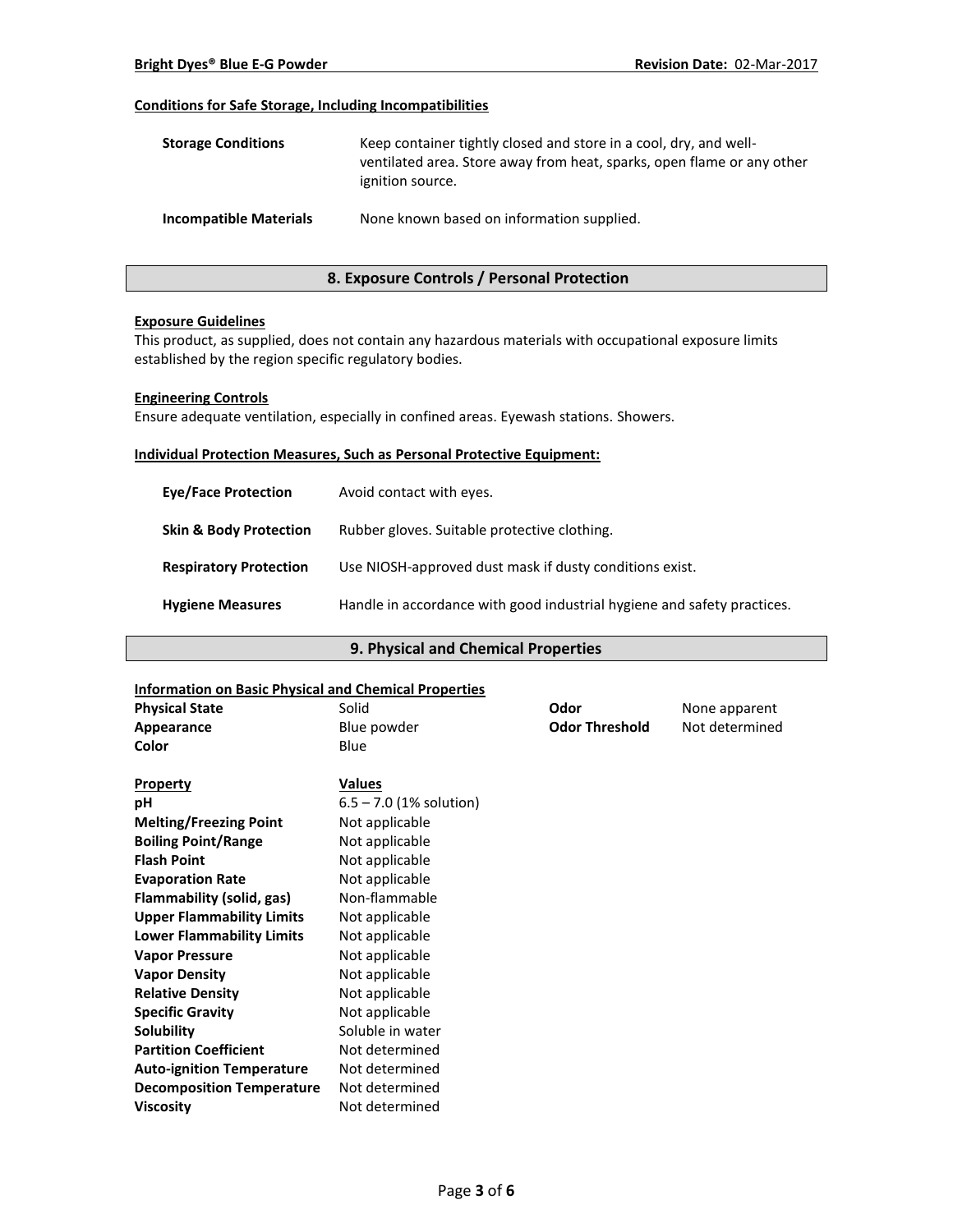#### Conditions for Safe Storage, Including Incompatibilities

| | |
|---|---|
| **Storage Conditions** | Keep container tightly closed and store in a cool, dry, and well-ventilated area. Store away from heat, sparks, open flame or any other ignition source. |
| **Incompatible Materials** | None known based on information supplied. |

## 8. Exposure Controls / Personal Protection

#### Exposure Guidelines

This product, as supplied, does not contain any hazardous materials with occupational exposure limits established by the region specific regulatory bodies.

#### Engineering Controls

Ensure adequate ventilation, especially in confined areas. Eyewash stations. Showers.

#### Individual Protection Measures, Such as Personal Protective Equipment:

| | |
|---|---|
| **Eye/Face Protection** | Avoid contact with eyes. |
| **Skin & Body Protection** | Rubber gloves. Suitable protective clothing. |
| **Respiratory Protection** | Use NIOSH-approved dust mask if dusty conditions exist. |
| **Hygiene Measures** | Handle in accordance with good industrial hygiene and safety practices. |

## 9. Physical and Chemical Properties

#### Information on Basic Physical and Chemical Properties

| | | | |
|---|---|---|---|
| **Physical State** | Solid | **Odor** | None apparent |
| **Appearance** | Blue powder | **Odor Threshold** | Not determined |
| **Color** | Blue | | |

| **Property** | **Values** |
|---|---|
| **pH** | 6.5 – 7.0 (1% solution) |
| **Melting/Freezing Point** | Not applicable |
| **Boiling Point/Range** | Not applicable |
| **Flash Point** | Not applicable |
| **Evaporation Rate** | Not applicable |
| **Flammability (solid, gas)** | Non-flammable |
| **Upper Flammability Limits** | Not applicable |
| **Lower Flammability Limits** | Not applicable |
| **Vapor Pressure** | Not applicable |
| **Vapor Density** | Not applicable |
| **Relative Density** | Not applicable |
| **Specific Gravity** | Not applicable |
| **Solubility** | Soluble in water |
| **Partition Coefficient** | Not determined |
| **Auto-ignition Temperature** | Not determined |
| **Decomposition Temperature** | Not determined |
| **Viscosity** | Not determined |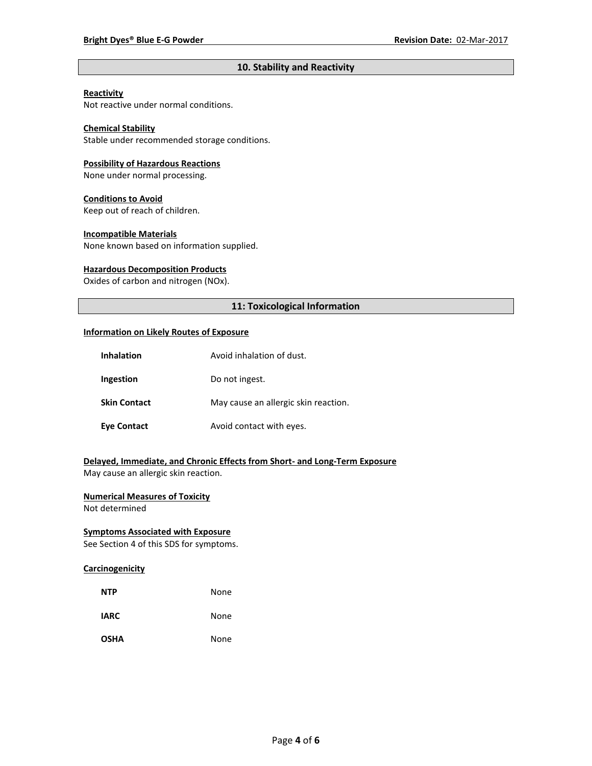## 10. Stability and Reactivity

**Reactivity**
Not reactive under normal conditions.

**Chemical Stability**
Stable under recommended storage conditions.

**Possibility of Hazardous Reactions**
None under normal processing.

**Conditions to Avoid**
Keep out of reach of children.

**Incompatible Materials**
None known based on information supplied.

**Hazardous Decomposition Products**
Oxides of carbon and nitrogen (NOx).

## 11: Toxicological Information

**Information on Likely Routes of Exposure**

| | |
|---|---|
| **Inhalation** | Avoid inhalation of dust. |
| **Ingestion** | Do not ingest. |
| **Skin Contact** | May cause an allergic skin reaction. |
| **Eye Contact** | Avoid contact with eyes. |

**Delayed, Immediate, and Chronic Effects from Short- and Long-Term Exposure**
May cause an allergic skin reaction.

**Numerical Measures of Toxicity**
Not determined

**Symptoms Associated with Exposure**
See Section 4 of this SDS for symptoms.

**Carcinogenicity**

| | |
|---|---|
| **NTP** | None |
| **IARC** | None |
| **OSHA** | None |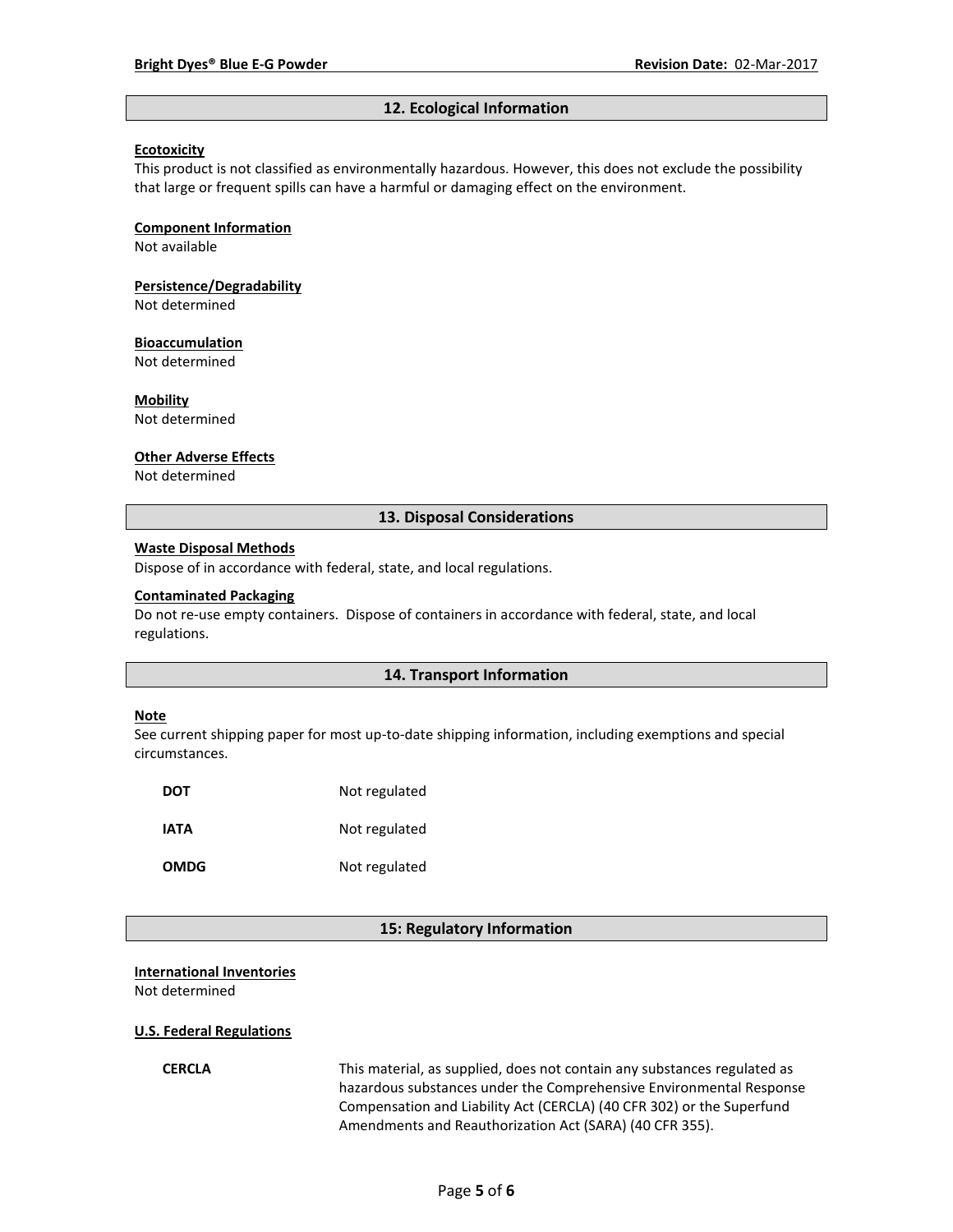## 12. Ecological Information

**Ecotoxicity**

This product is not classified as environmentally hazardous. However, this does not exclude the possibility that large or frequent spills can have a harmful or damaging effect on the environment.

**Component Information**

Not available

**Persistence/Degradability**

Not determined

**Bioaccumulation**

Not determined

**Mobility**

Not determined

**Other Adverse Effects**

Not determined

## 13. Disposal Considerations

**Waste Disposal Methods**

Dispose of in accordance with federal, state, and local regulations.

**Contaminated Packaging**

Do not re-use empty containers. Dispose of containers in accordance with federal, state, and local regulations.

## 14. Transport Information

**Note**

See current shipping paper for most up-to-date shipping information, including exemptions and special circumstances.

| | |
|---|---|
| **DOT** | Not regulated |
| **IATA** | Not regulated |
| **OMDG** | Not regulated |

## 15: Regulatory Information

**International Inventories**

Not determined

**U.S. Federal Regulations**

| | |
|---|---|
| **CERCLA** | This material, as supplied, does not contain any substances regulated as hazardous substances under the Comprehensive Environmental Response Compensation and Liability Act (CERCLA) (40 CFR 302) or the Superfund Amendments and Reauthorization Act (SARA) (40 CFR 355). |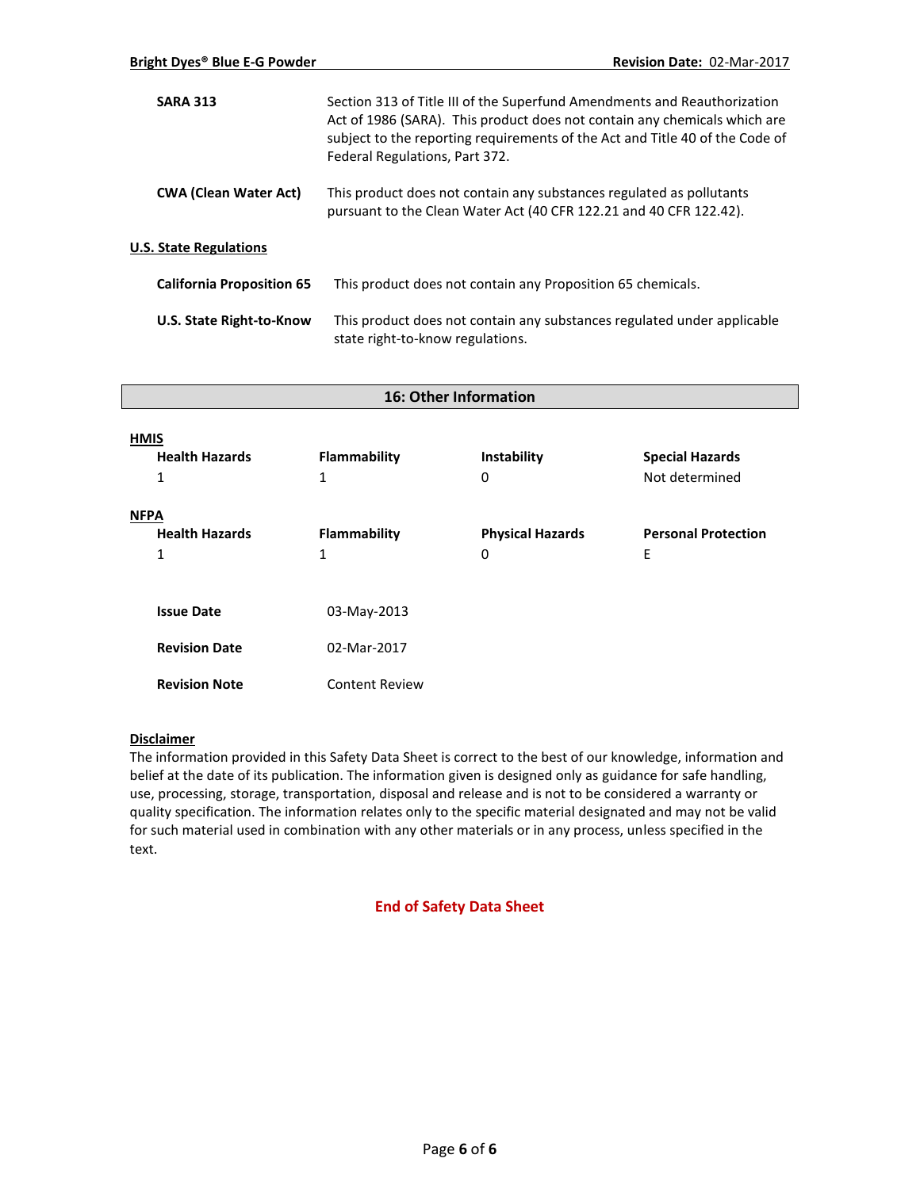| | |
|---|---|
| **SARA 313** | Section 313 of Title III of the Superfund Amendments and Reauthorization Act of 1986 (SARA). This product does not contain any chemicals which are subject to the reporting requirements of the Act and Title 40 of the Code of Federal Regulations, Part 372. |
| **CWA (Clean Water Act)** | This product does not contain any substances regulated as pollutants pursuant to the Clean Water Act (40 CFR 122.21 and 40 CFR 122.42). |

**U.S. State Regulations**

| | |
|---|---|
| **California Proposition 65** | This product does not contain any Proposition 65 chemicals. |
| **U.S. State Right-to-Know** | This product does not contain any substances regulated under applicable state right-to-know regulations. |

## 16: Other Information

**HMIS**

| Health Hazards | Flammability | Instability | Special Hazards |
|---|---|---|---|
| 1 | 1 | 0 | Not determined |

**NFPA**

| Health Hazards | Flammability | Physical Hazards | Personal Protection |
|---|---|---|---|
| 1 | 1 | 0 | E |

| | |
|---|---|
| **Issue Date** | 03-May-2013 |
| **Revision Date** | 02-Mar-2017 |
| **Revision Note** | Content Review |

**Disclaimer**

The information provided in this Safety Data Sheet is correct to the best of our knowledge, information and belief at the date of its publication. The information given is designed only as guidance for safe handling, use, processing, storage, transportation, disposal and release and is not to be considered a warranty or quality specification. The information relates only to the specific material designated and may not be valid for such material used in combination with any other materials or in any process, unless specified in the text.

**End of Safety Data Sheet**